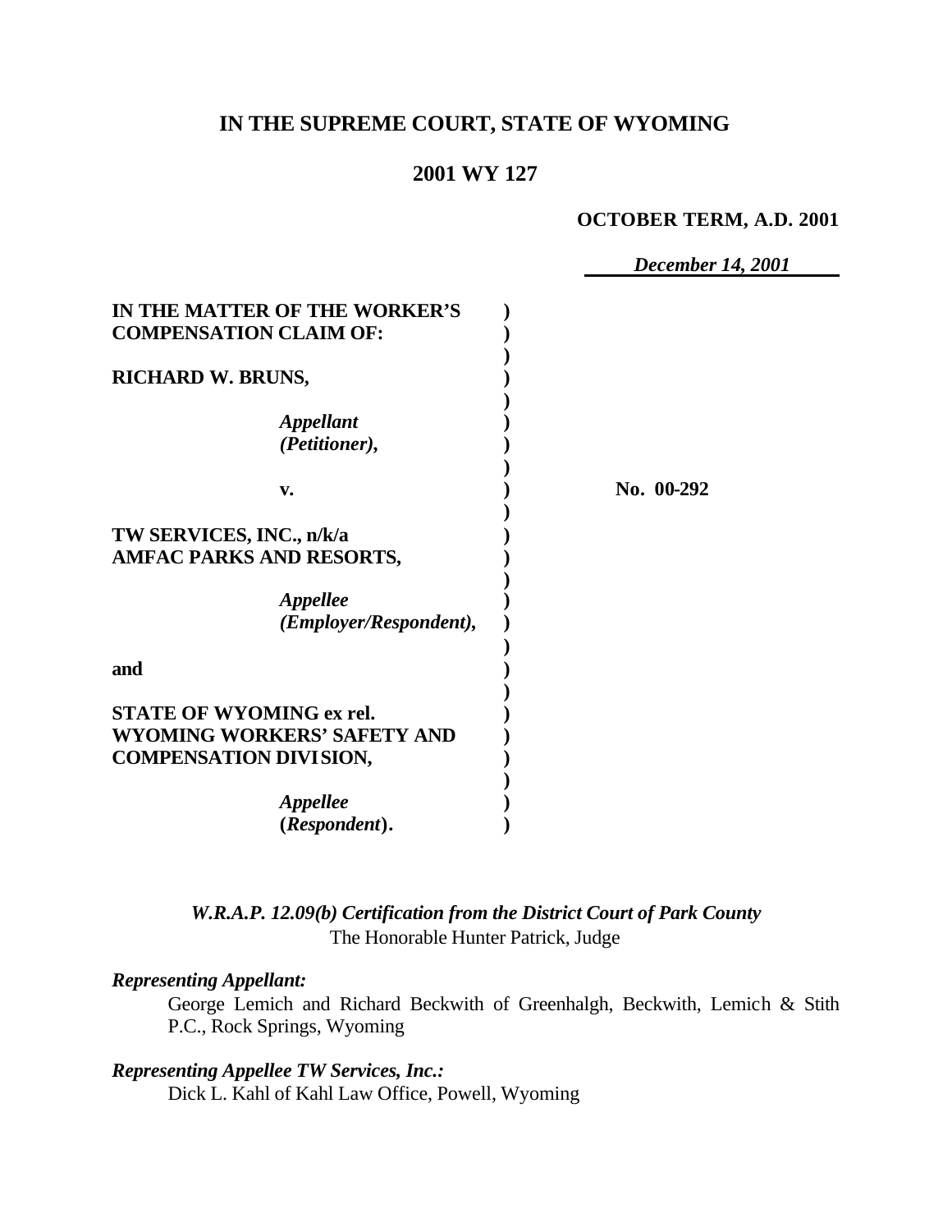# IN THE SUPREME COURT, STATE OF WYOMING

## 2001 WY 127

**OCTOBER TERM, A.D. 2001**

*December 14, 2001*

**IN THE MATTER OF THE WORKER'S COMPENSATION CLAIM OF:**

**RICHARD W. BRUNS,**

*Appellant (Petitioner),*

**v.**

**TW SERVICES, INC., n/k/a AMFAC PARKS AND RESORTS,**

*Appellee (Employer/Respondent),*

**and**

**STATE OF WYOMING ex rel. WYOMING WORKERS' SAFETY AND COMPENSATION DIVISION,**

*Appellee (Respondent).*

**No. 00-292**

*W.R.A.P. 12.09(b) Certification from the District Court of Park County*
The Honorable Hunter Patrick, Judge

***Representing Appellant:***

George Lemich and Richard Beckwith of Greenhalgh, Beckwith, Lemich & Stith P.C., Rock Springs, Wyoming

***Representing Appellee TW Services, Inc.:***

Dick L. Kahl of Kahl Law Office, Powell, Wyoming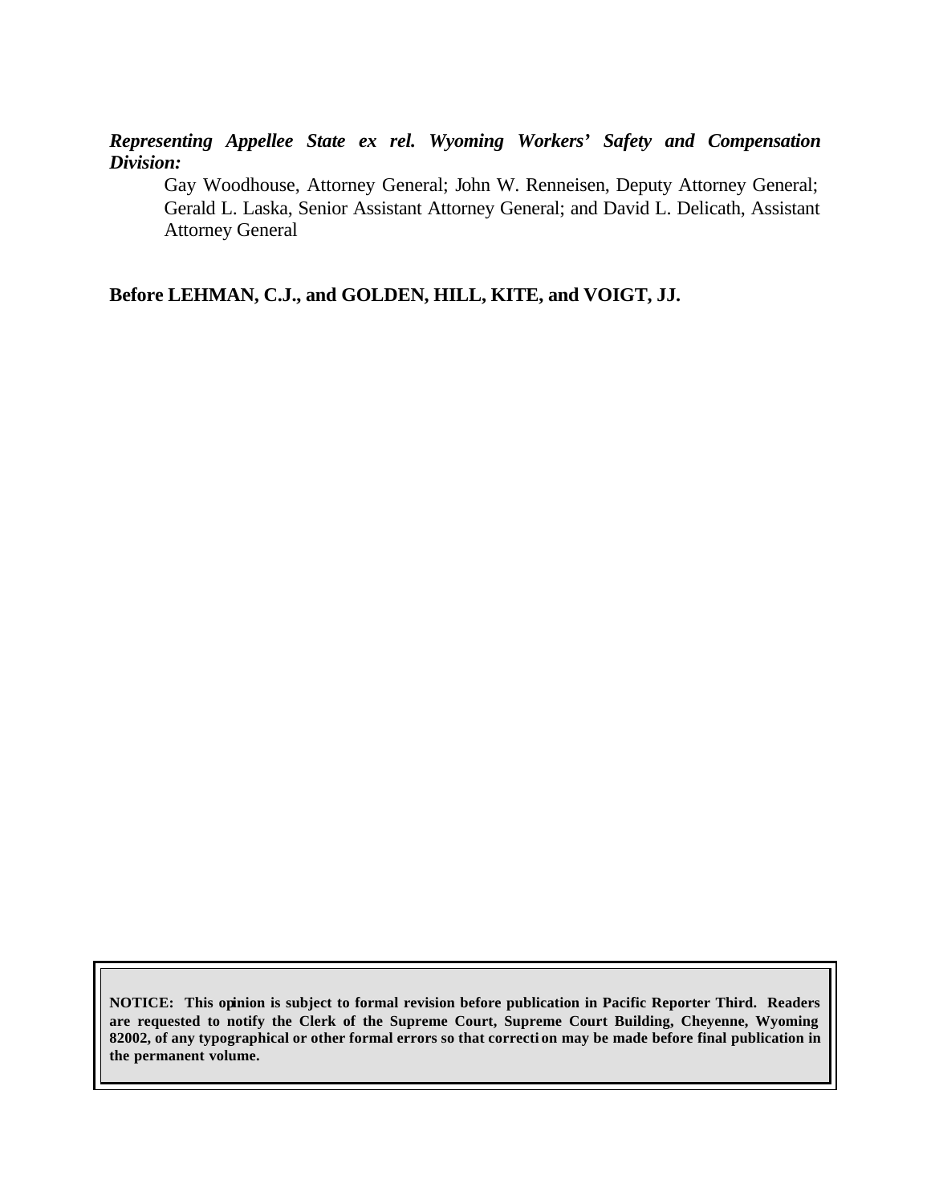***Representing Appellee State ex rel. Wyoming Workers' Safety and Compensation Division:***

Gay Woodhouse, Attorney General; John W. Renneisen, Deputy Attorney General; Gerald L. Laska, Senior Assistant Attorney General; and David L. Delicath, Assistant Attorney General

**Before LEHMAN, C.J., and GOLDEN, HILL, KITE, and VOIGT, JJ.**

**NOTICE: This opinion is subject to formal revision before publication in Pacific Reporter Third. Readers are requested to notify the Clerk of the Supreme Court, Supreme Court Building, Cheyenne, Wyoming 82002, of any typographical or other formal errors so that correction may be made before final publication in the permanent volume.**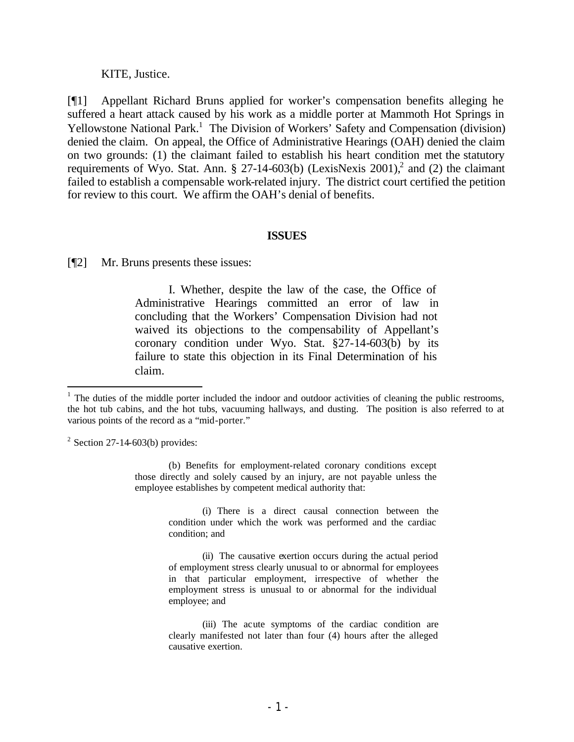KITE, Justice.

[¶1] Appellant Richard Bruns applied for worker's compensation benefits alleging he suffered a heart attack caused by his work as a middle porter at Mammoth Hot Springs in Yellowstone National Park.[1] The Division of Workers' Safety and Compensation (division) denied the claim. On appeal, the Office of Administrative Hearings (OAH) denied the claim on two grounds: (1) the claimant failed to establish his heart condition met the statutory requirements of Wyo. Stat. Ann. § 27-14-603(b) (LexisNexis 2001),[2] and (2) the claimant failed to establish a compensable work-related injury. The district court certified the petition for review to this court. We affirm the OAH's denial of benefits.

## ISSUES

[¶2] Mr. Bruns presents these issues:

> I. Whether, despite the law of the case, the Office of Administrative Hearings committed an error of law in concluding that the Workers' Compensation Division had not waived its objections to the compensability of Appellant's coronary condition under Wyo. Stat. §27-14-603(b) by its failure to state this objection in its Final Determination of his claim.

---

[1] The duties of the middle porter included the indoor and outdoor activities of cleaning the public restrooms, the hot tub cabins, and the hot tubs, vacuuming hallways, and dusting. The position is also referred to at various points of the record as a "mid-porter."

[2] Section 27-14-603(b) provides:

> (b) Benefits for employment-related coronary conditions except those directly and solely caused by an injury, are not payable unless the employee establishes by competent medical authority that:
>
> (i) There is a direct causal connection between the condition under which the work was performed and the cardiac condition; and
>
> (ii) The causative exertion occurs during the actual period of employment stress clearly unusual to or abnormal for employees in that particular employment, irrespective of whether the employment stress is unusual to or abnormal for the individual employee; and
>
> (iii) The acute symptoms of the cardiac condition are clearly manifested not later than four (4) hours after the alleged causative exertion.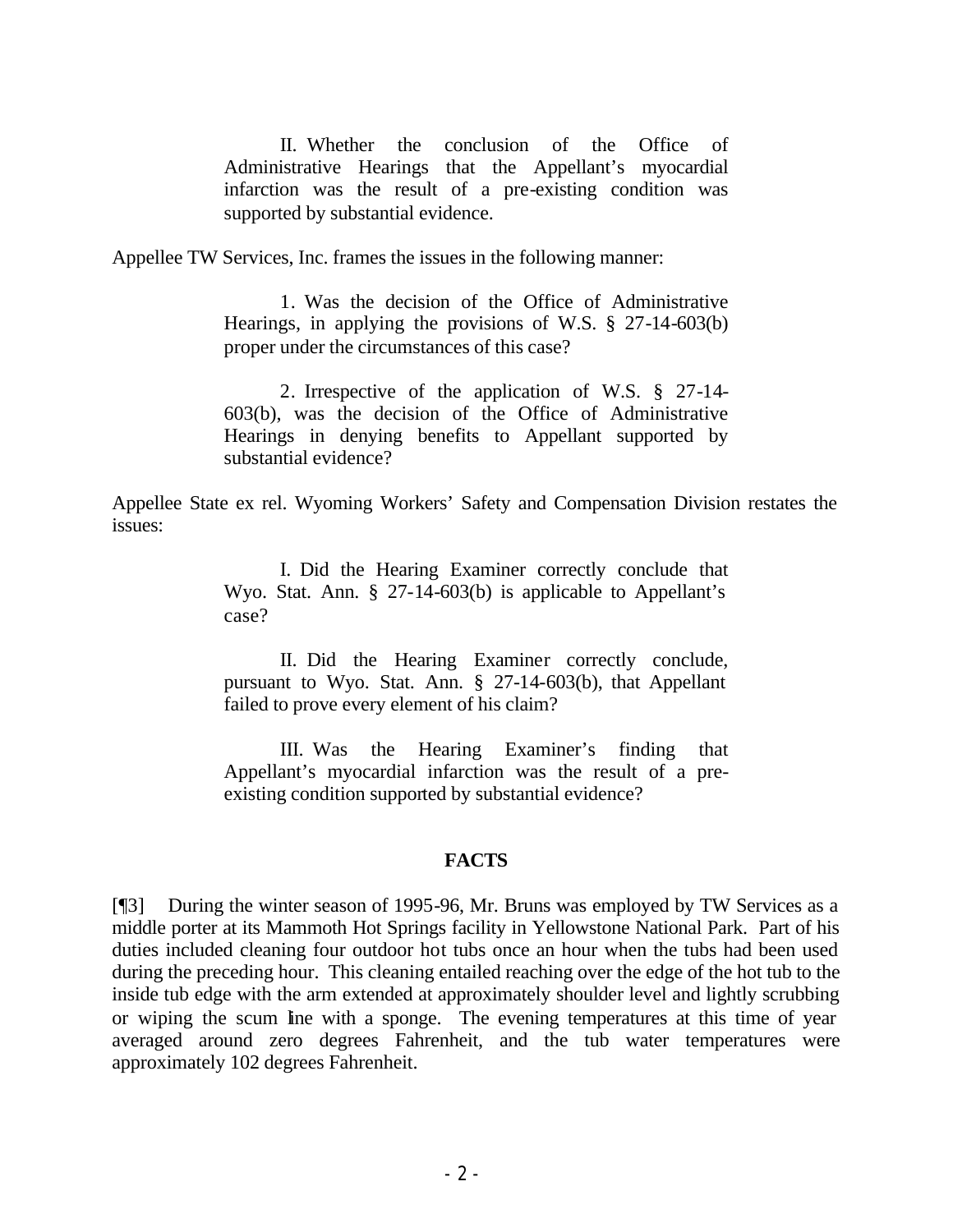> II. Whether the conclusion of the Office of Administrative Hearings that the Appellant's myocardial infarction was the result of a pre-existing condition was supported by substantial evidence.

Appellee TW Services, Inc. frames the issues in the following manner:

> 1. Was the decision of the Office of Administrative Hearings, in applying the provisions of W.S. § 27-14-603(b) proper under the circumstances of this case?
>
> 2. Irrespective of the application of W.S. § 27-14-603(b), was the decision of the Office of Administrative Hearings in denying benefits to Appellant supported by substantial evidence?

Appellee State ex rel. Wyoming Workers' Safety and Compensation Division restates the issues:

> I. Did the Hearing Examiner correctly conclude that Wyo. Stat. Ann. § 27-14-603(b) is applicable to Appellant's case?
>
> II. Did the Hearing Examiner correctly conclude, pursuant to Wyo. Stat. Ann. § 27-14-603(b), that Appellant failed to prove every element of his claim?
>
> III. Was the Hearing Examiner's finding that Appellant's myocardial infarction was the result of a pre-existing condition supported by substantial evidence?

## FACTS

[¶3] During the winter season of 1995-96, Mr. Bruns was employed by TW Services as a middle porter at its Mammoth Hot Springs facility in Yellowstone National Park. Part of his duties included cleaning four outdoor hot tubs once an hour when the tubs had been used during the preceding hour. This cleaning entailed reaching over the edge of the hot tub to the inside tub edge with the arm extended at approximately shoulder level and lightly scrubbing or wiping the scum line with a sponge. The evening temperatures at this time of year averaged around zero degrees Fahrenheit, and the tub water temperatures were approximately 102 degrees Fahrenheit.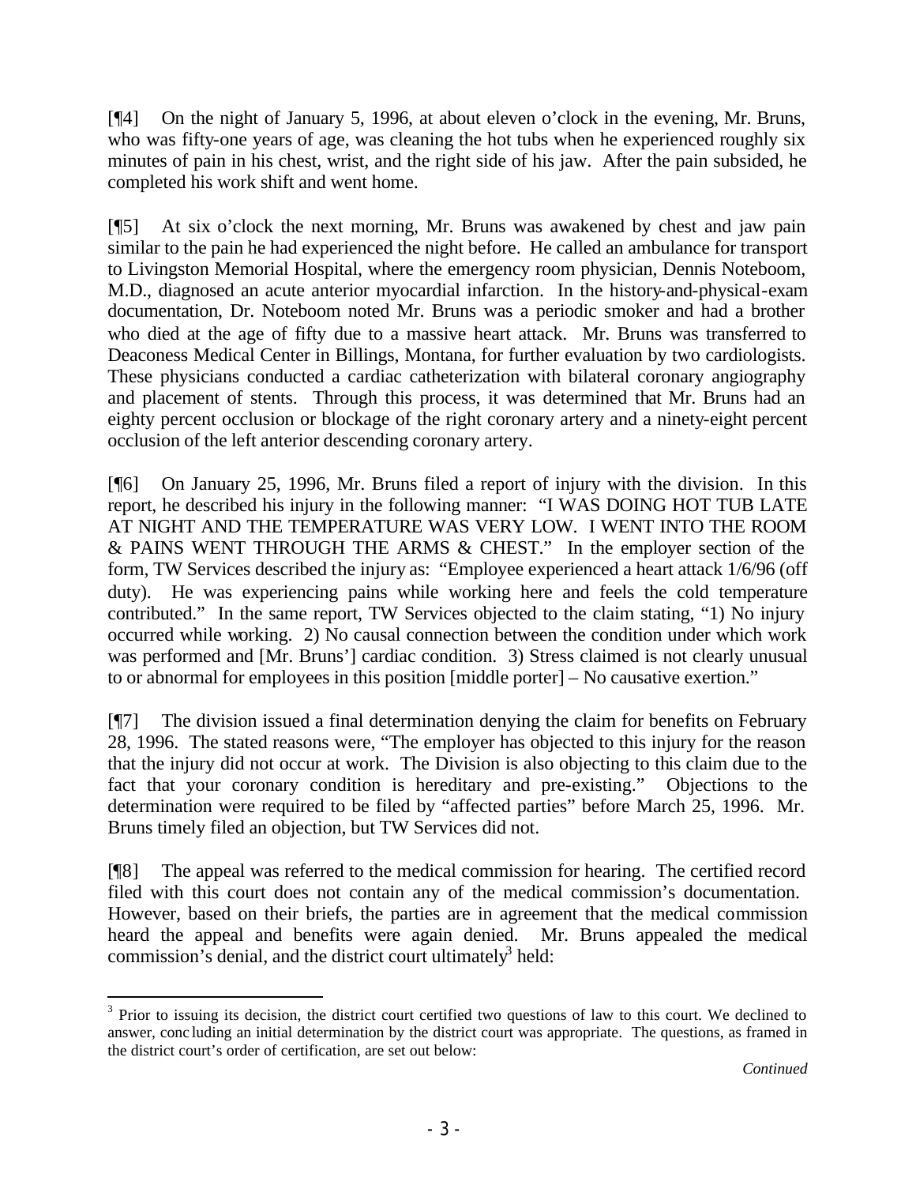[¶4] On the night of January 5, 1996, at about eleven o'clock in the evening, Mr. Bruns, who was fifty-one years of age, was cleaning the hot tubs when he experienced roughly six minutes of pain in his chest, wrist, and the right side of his jaw. After the pain subsided, he completed his work shift and went home.

[¶5] At six o'clock the next morning, Mr. Bruns was awakened by chest and jaw pain similar to the pain he had experienced the night before. He called an ambulance for transport to Livingston Memorial Hospital, where the emergency room physician, Dennis Noteboom, M.D., diagnosed an acute anterior myocardial infarction. In the history-and-physical-exam documentation, Dr. Noteboom noted Mr. Bruns was a periodic smoker and had a brother who died at the age of fifty due to a massive heart attack. Mr. Bruns was transferred to Deaconess Medical Center in Billings, Montana, for further evaluation by two cardiologists. These physicians conducted a cardiac catheterization with bilateral coronary angiography and placement of stents. Through this process, it was determined that Mr. Bruns had an eighty percent occlusion or blockage of the right coronary artery and a ninety-eight percent occlusion of the left anterior descending coronary artery.

[¶6] On January 25, 1996, Mr. Bruns filed a report of injury with the division. In this report, he described his injury in the following manner: "I WAS DOING HOT TUB LATE AT NIGHT AND THE TEMPERATURE WAS VERY LOW. I WENT INTO THE ROOM & PAINS WENT THROUGH THE ARMS & CHEST." In the employer section of the form, TW Services described the injury as: "Employee experienced a heart attack 1/6/96 (off duty). He was experiencing pains while working here and feels the cold temperature contributed." In the same report, TW Services objected to the claim stating, "1) No injury occurred while working. 2) No causal connection between the condition under which work was performed and [Mr. Bruns'] cardiac condition. 3) Stress claimed is not clearly unusual to or abnormal for employees in this position [middle porter] – No causative exertion."

[¶7] The division issued a final determination denying the claim for benefits on February 28, 1996. The stated reasons were, "The employer has objected to this injury for the reason that the injury did not occur at work. The Division is also objecting to this claim due to the fact that your coronary condition is hereditary and pre-existing." Objections to the determination were required to be filed by "affected parties" before March 25, 1996. Mr. Bruns timely filed an objection, but TW Services did not.

[¶8] The appeal was referred to the medical commission for hearing. The certified record filed with this court does not contain any of the medical commission's documentation. However, based on their briefs, the parties are in agreement that the medical commission heard the appeal and benefits were again denied. Mr. Bruns appealed the medical commission's denial, and the district court ultimately[3] held:

---

[3] Prior to issuing its decision, the district court certified two questions of law to this court. We declined to answer, concluding an initial determination by the district court was appropriate. The questions, as framed in the district court's order of certification, are set out below:

*Continued*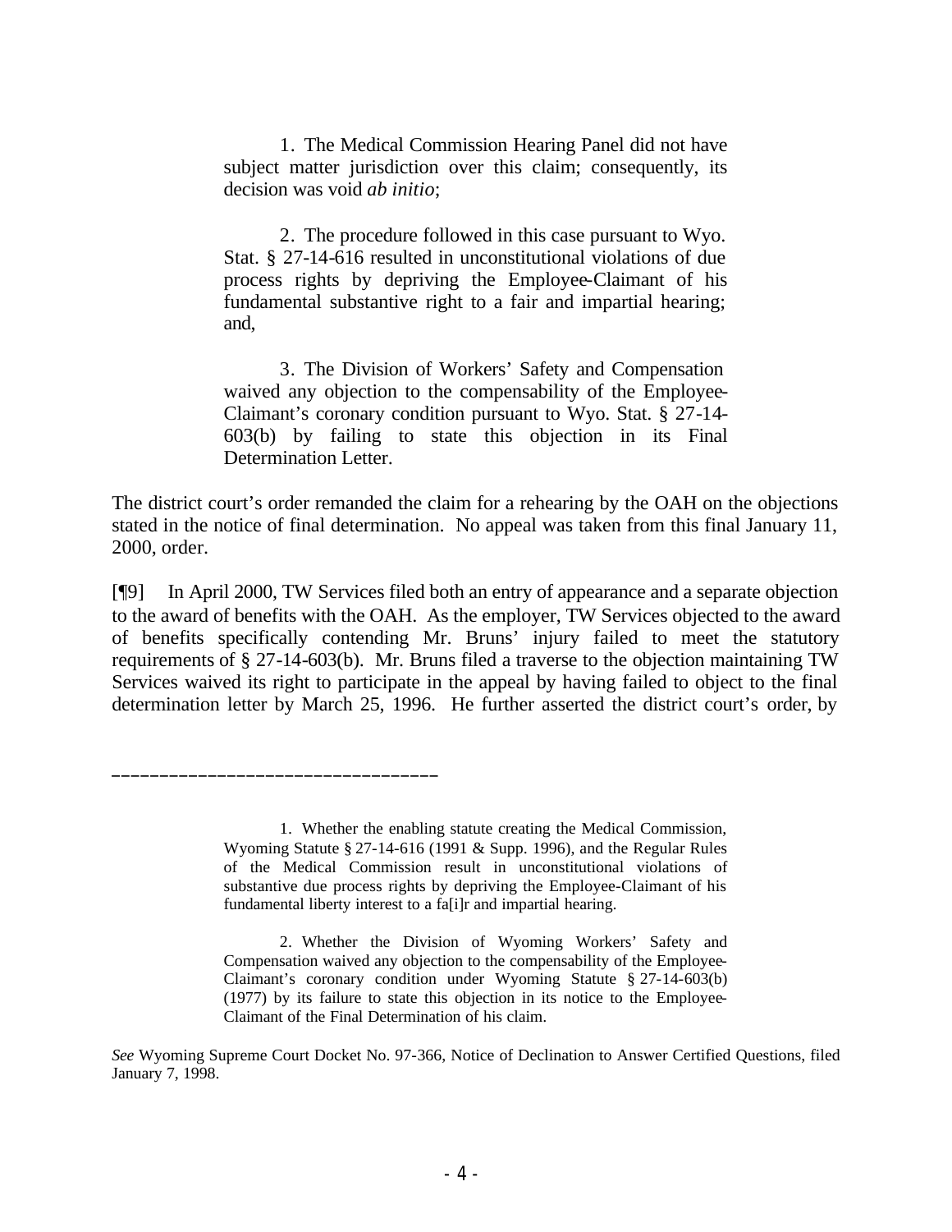> 1. The Medical Commission Hearing Panel did not have subject matter jurisdiction over this claim; consequently, its decision was void *ab initio*;
>
> 2. The procedure followed in this case pursuant to Wyo. Stat. § 27-14-616 resulted in unconstitutional violations of due process rights by depriving the Employee-Claimant of his fundamental substantive right to a fair and impartial hearing; and,
>
> 3. The Division of Workers' Safety and Compensation waived any objection to the compensability of the Employee-Claimant's coronary condition pursuant to Wyo. Stat. § 27-14-603(b) by failing to state this objection in its Final Determination Letter.

The district court's order remanded the claim for a rehearing by the OAH on the objections stated in the notice of final determination. No appeal was taken from this final January 11, 2000, order.

[¶9] In April 2000, TW Services filed both an entry of appearance and a separate objection to the award of benefits with the OAH. As the employer, TW Services objected to the award of benefits specifically contending Mr. Bruns' injury failed to meet the statutory requirements of § 27-14-603(b). Mr. Bruns filed a traverse to the objection maintaining TW Services waived its right to participate in the appeal by having failed to object to the final determination letter by March 25, 1996. He further asserted the district court's order, by

---

> 1. Whether the enabling statute creating the Medical Commission, Wyoming Statute § 27-14-616 (1991 & Supp. 1996), and the Regular Rules of the Medical Commission result in unconstitutional violations of substantive due process rights by depriving the Employee-Claimant of his fundamental liberty interest to a fa[i]r and impartial hearing.
>
> 2. Whether the Division of Wyoming Workers' Safety and Compensation waived any objection to the compensability of the Employee-Claimant's coronary condition under Wyoming Statute § 27-14-603(b) (1977) by its failure to state this objection in its notice to the Employee-Claimant of the Final Determination of his claim.

*See* Wyoming Supreme Court Docket No. 97-366, Notice of Declination to Answer Certified Questions, filed January 7, 1998.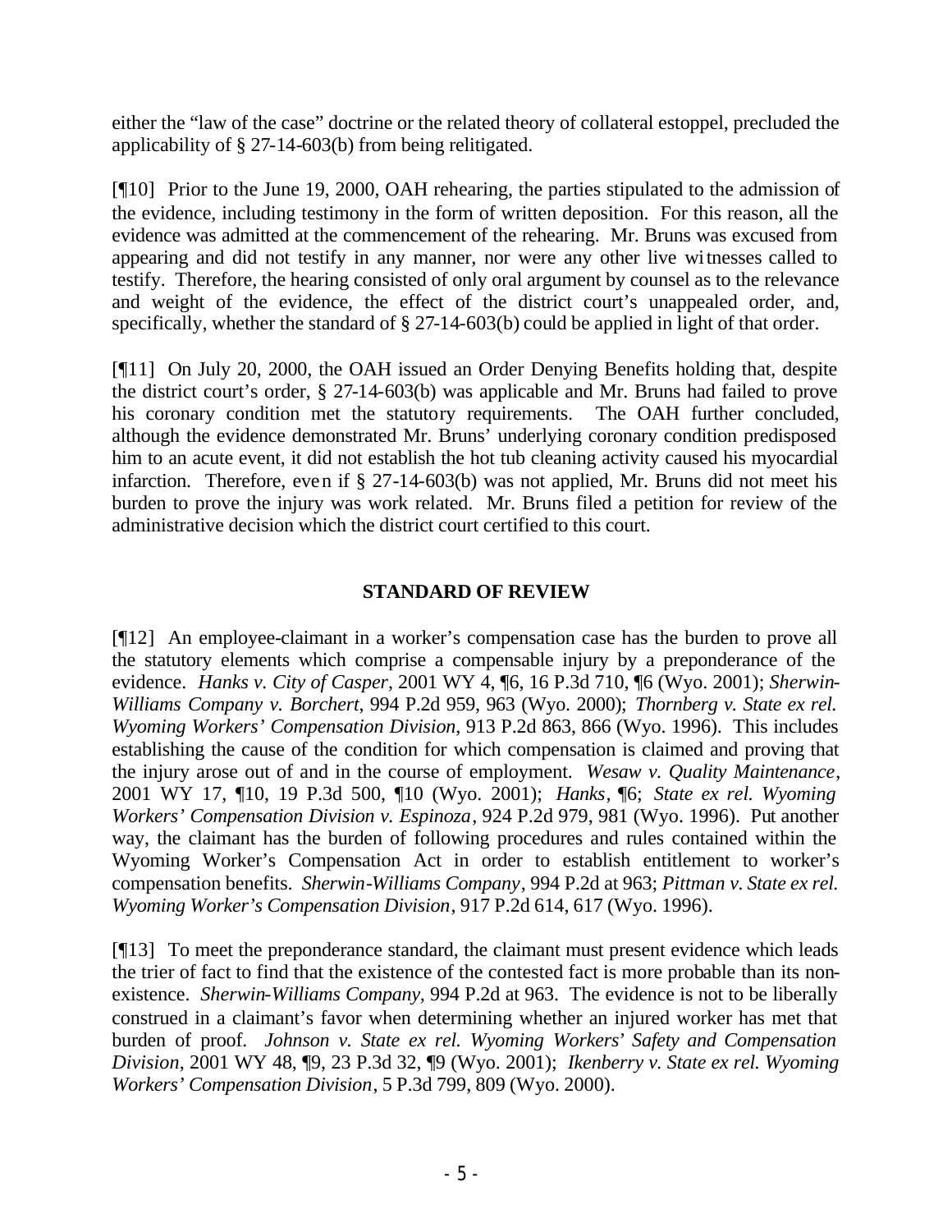either the "law of the case" doctrine or the related theory of collateral estoppel, precluded the applicability of § 27-14-603(b) from being relitigated.

[¶10] Prior to the June 19, 2000, OAH rehearing, the parties stipulated to the admission of the evidence, including testimony in the form of written deposition. For this reason, all the evidence was admitted at the commencement of the rehearing. Mr. Bruns was excused from appearing and did not testify in any manner, nor were any other live witnesses called to testify. Therefore, the hearing consisted of only oral argument by counsel as to the relevance and weight of the evidence, the effect of the district court's unappealed order, and, specifically, whether the standard of § 27-14-603(b) could be applied in light of that order.

[¶11] On July 20, 2000, the OAH issued an Order Denying Benefits holding that, despite the district court's order, § 27-14-603(b) was applicable and Mr. Bruns had failed to prove his coronary condition met the statutory requirements. The OAH further concluded, although the evidence demonstrated Mr. Bruns' underlying coronary condition predisposed him to an acute event, it did not establish the hot tub cleaning activity caused his myocardial infarction. Therefore, even if § 27-14-603(b) was not applied, Mr. Bruns did not meet his burden to prove the injury was work related. Mr. Bruns filed a petition for review of the administrative decision which the district court certified to this court.

## STANDARD OF REVIEW

[¶12] An employee-claimant in a worker's compensation case has the burden to prove all the statutory elements which comprise a compensable injury by a preponderance of the evidence. *Hanks v. City of Casper*, 2001 WY 4, ¶6, 16 P.3d 710, ¶6 (Wyo. 2001); *Sherwin-Williams Company v. Borchert*, 994 P.2d 959, 963 (Wyo. 2000); *Thornberg v. State ex rel. Wyoming Workers' Compensation Division*, 913 P.2d 863, 866 (Wyo. 1996). This includes establishing the cause of the condition for which compensation is claimed and proving that the injury arose out of and in the course of employment. *Wesaw v. Quality Maintenance*, 2001 WY 17, ¶10, 19 P.3d 500, ¶10 (Wyo. 2001); *Hanks*, ¶6; *State ex rel. Wyoming Workers' Compensation Division v. Espinoza*, 924 P.2d 979, 981 (Wyo. 1996). Put another way, the claimant has the burden of following procedures and rules contained within the Wyoming Worker's Compensation Act in order to establish entitlement to worker's compensation benefits. *Sherwin-Williams Company*, 994 P.2d at 963; *Pittman v. State ex rel. Wyoming Worker's Compensation Division*, 917 P.2d 614, 617 (Wyo. 1996).

[¶13] To meet the preponderance standard, the claimant must present evidence which leads the trier of fact to find that the existence of the contested fact is more probable than its non-existence. *Sherwin-Williams Company*, 994 P.2d at 963. The evidence is not to be liberally construed in a claimant's favor when determining whether an injured worker has met that burden of proof. *Johnson v. State ex rel. Wyoming Workers' Safety and Compensation Division*, 2001 WY 48, ¶9, 23 P.3d 32, ¶9 (Wyo. 2001); *Ikenberry v. State ex rel. Wyoming Workers' Compensation Division*, 5 P.3d 799, 809 (Wyo. 2000).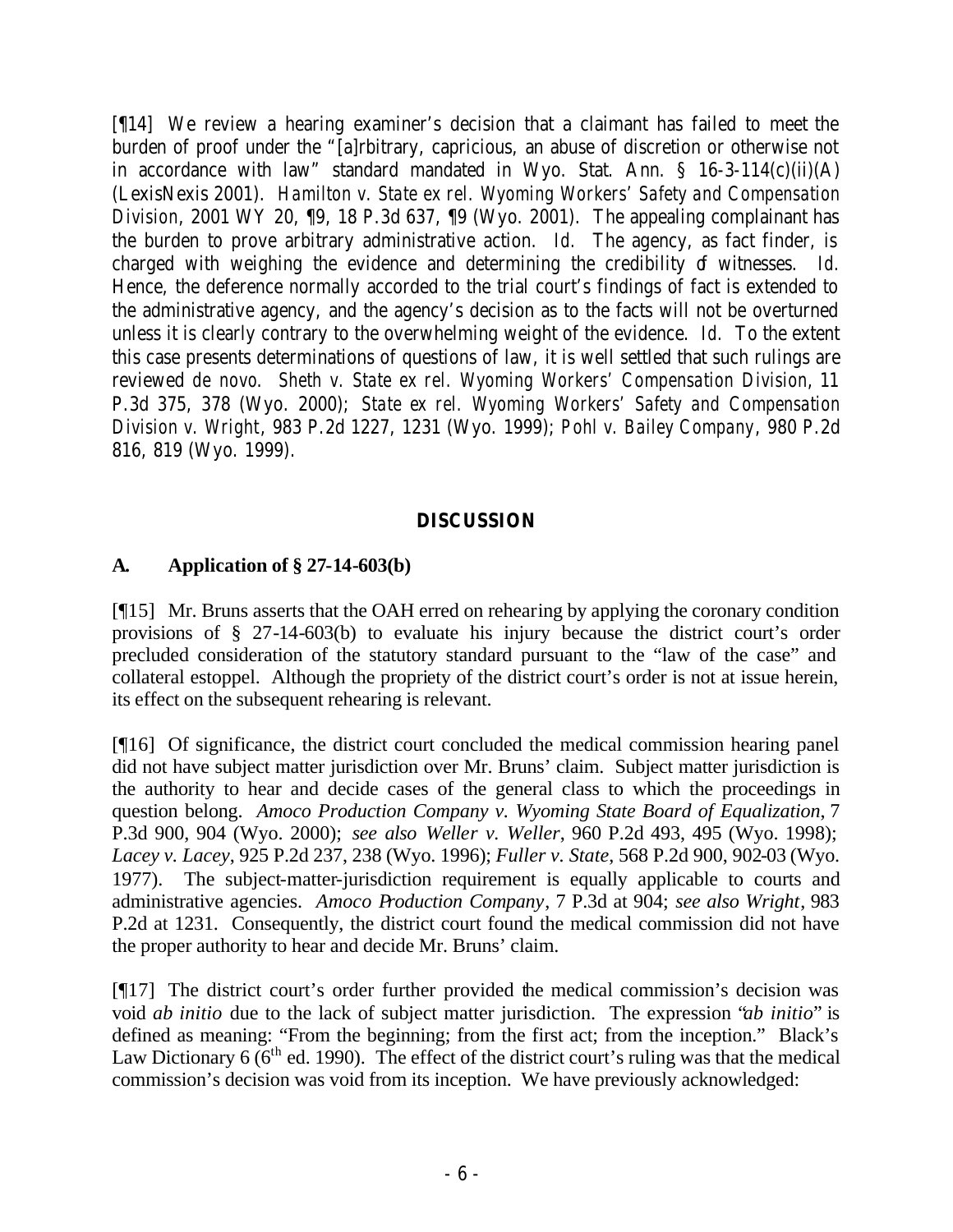[¶14] We review a hearing examiner's decision that a claimant has failed to meet the burden of proof under the "[a]rbitrary, capricious, an abuse of discretion or otherwise not in accordance with law" standard mandated in Wyo. Stat. Ann. § 16-3-114(c)(ii)(A) (LexisNexis 2001). *Hamilton v. State ex rel. Wyoming Workers' Safety and Compensation Division*, 2001 WY 20, ¶9, 18 P.3d 637, ¶9 (Wyo. 2001). The appealing complainant has the burden to prove arbitrary administrative action. *Id.* The agency, as fact finder, is charged with weighing the evidence and determining the credibility of witnesses. *Id.* Hence, the deference normally accorded to the trial court's findings of fact is extended to the administrative agency, and the agency's decision as to the facts will not be overturned unless it is clearly contrary to the overwhelming weight of the evidence. *Id.* To the extent this case presents determinations of questions of law, it is well settled that such rulings are reviewed *de novo*. *Sheth v. State ex rel. Wyoming Workers' Compensation Division*, 11 P.3d 375, 378 (Wyo. 2000); *State ex rel. Wyoming Workers' Safety and Compensation Division v. Wright*, 983 P.2d 1227, 1231 (Wyo. 1999); *Pohl v. Bailey Company*, 980 P.2d 816, 819 (Wyo. 1999).

## DISCUSSION

### A. Application of § 27-14-603(b)

[¶15] Mr. Bruns asserts that the OAH erred on rehearing by applying the coronary condition provisions of § 27-14-603(b) to evaluate his injury because the district court's order precluded consideration of the statutory standard pursuant to the "law of the case" and collateral estoppel. Although the propriety of the district court's order is not at issue herein, its effect on the subsequent rehearing is relevant.

[¶16] Of significance, the district court concluded the medical commission hearing panel did not have subject matter jurisdiction over Mr. Bruns' claim. Subject matter jurisdiction is the authority to hear and decide cases of the general class to which the proceedings in question belong. *Amoco Production Company v. Wyoming State Board of Equalization*, 7 P.3d 900, 904 (Wyo. 2000); *see also Weller v. Weller*, 960 P.2d 493, 495 (Wyo. 1998); *Lacey v. Lacey*, 925 P.2d 237, 238 (Wyo. 1996); *Fuller v. State*, 568 P.2d 900, 902-03 (Wyo. 1977). The subject-matter-jurisdiction requirement is equally applicable to courts and administrative agencies. *Amoco Production Company*, 7 P.3d at 904; *see also Wright*, 983 P.2d at 1231. Consequently, the district court found the medical commission did not have the proper authority to hear and decide Mr. Bruns' claim.

[¶17] The district court's order further provided the medical commission's decision was void *ab initio* due to the lack of subject matter jurisdiction. The expression "*ab initio*" is defined as meaning: "From the beginning; from the first act; from the inception." Black's Law Dictionary 6 (6th ed. 1990). The effect of the district court's ruling was that the medical commission's decision was void from its inception. We have previously acknowledged: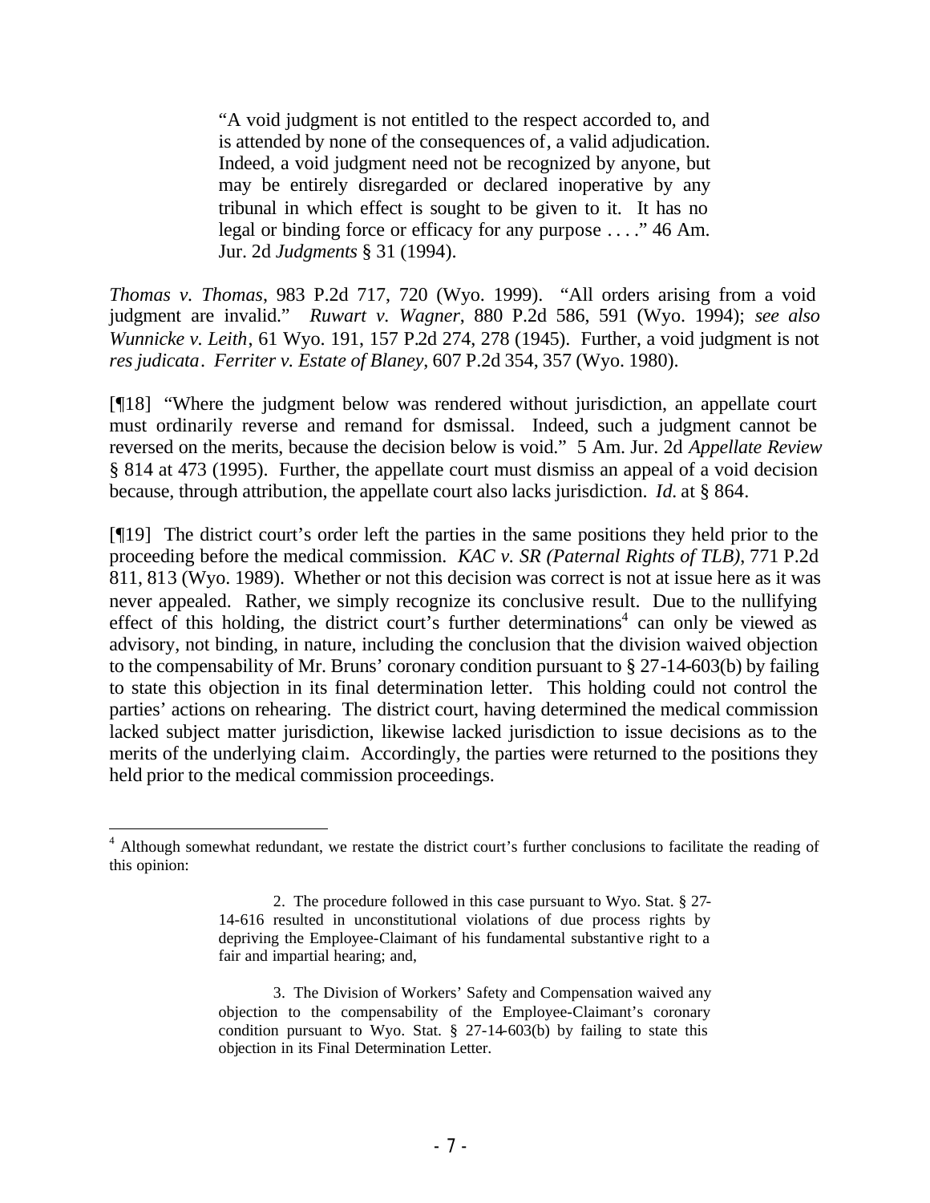> "A void judgment is not entitled to the respect accorded to, and is attended by none of the consequences of, a valid adjudication. Indeed, a void judgment need not be recognized by anyone, but may be entirely disregarded or declared inoperative by any tribunal in which effect is sought to be given to it. It has no legal or binding force or efficacy for any purpose . . . ." 46 Am. Jur. 2d *Judgments* § 31 (1994).

*Thomas v. Thomas*, 983 P.2d 717, 720 (Wyo. 1999). "All orders arising from a void judgment are invalid." *Ruwart v. Wagner*, 880 P.2d 586, 591 (Wyo. 1994); *see also Wunnicke v. Leith*, 61 Wyo. 191, 157 P.2d 274, 278 (1945). Further, a void judgment is not *res judicata*. *Ferriter v. Estate of Blaney*, 607 P.2d 354, 357 (Wyo. 1980).

[¶18] "Where the judgment below was rendered without jurisdiction, an appellate court must ordinarily reverse and remand for dismissal. Indeed, such a judgment cannot be reversed on the merits, because the decision below is void." 5 Am. Jur. 2d *Appellate Review* § 814 at 473 (1995). Further, the appellate court must dismiss an appeal of a void decision because, through attribution, the appellate court also lacks jurisdiction. *Id.* at § 864.

[¶19] The district court's order left the parties in the same positions they held prior to the proceeding before the medical commission. *KAC v. SR (Paternal Rights of TLB)*, 771 P.2d 811, 813 (Wyo. 1989). Whether or not this decision was correct is not at issue here as it was never appealed. Rather, we simply recognize its conclusive result. Due to the nullifying effect of this holding, the district court's further determinations[4] can only be viewed as advisory, not binding, in nature, including the conclusion that the division waived objection to the compensability of Mr. Bruns' coronary condition pursuant to § 27-14-603(b) by failing to state this objection in its final determination letter. This holding could not control the parties' actions on rehearing. The district court, having determined the medical commission lacked subject matter jurisdiction, likewise lacked jurisdiction to issue decisions as to the merits of the underlying claim. Accordingly, the parties were returned to the positions they held prior to the medical commission proceedings.

---

[4] Although somewhat redundant, we restate the district court's further conclusions to facilitate the reading of this opinion:

> 2. The procedure followed in this case pursuant to Wyo. Stat. § 27-14-616 resulted in unconstitutional violations of due process rights by depriving the Employee-Claimant of his fundamental substantive right to a fair and impartial hearing; and,
>
> 3. The Division of Workers' Safety and Compensation waived any objection to the compensability of the Employee-Claimant's coronary condition pursuant to Wyo. Stat. § 27-14-603(b) by failing to state this objection in its Final Determination Letter.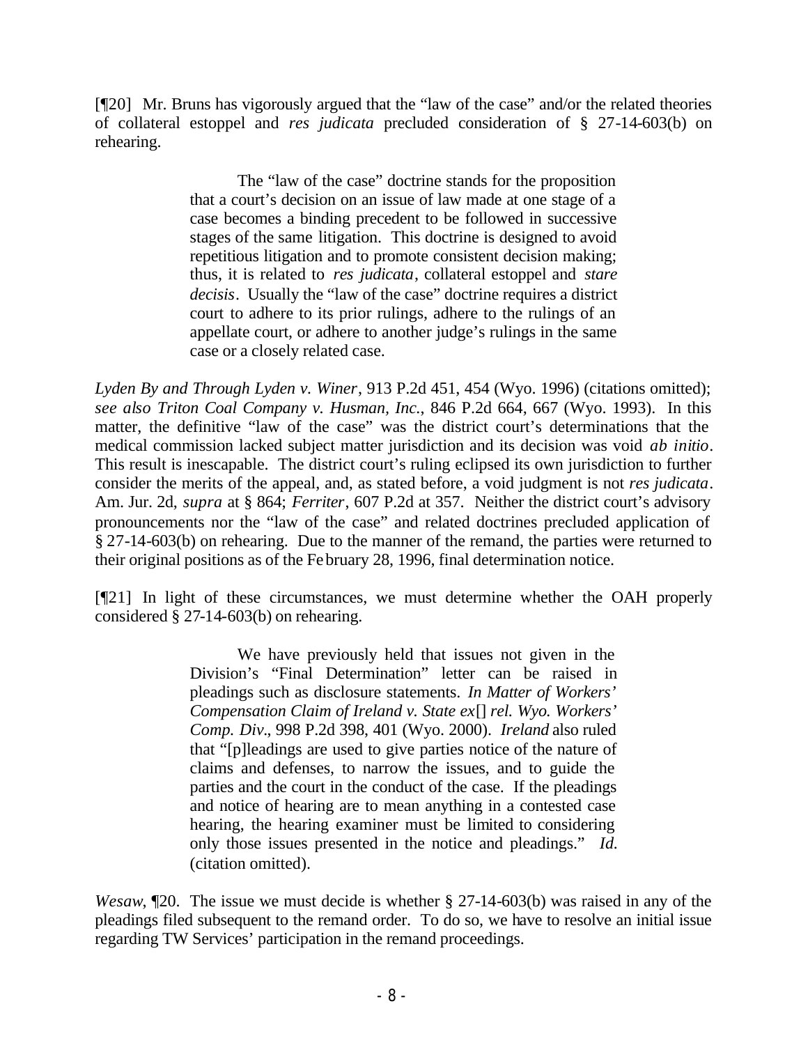[¶20] Mr. Bruns has vigorously argued that the "law of the case" and/or the related theories of collateral estoppel and *res judicata* precluded consideration of § 27-14-603(b) on rehearing.

> The "law of the case" doctrine stands for the proposition that a court's decision on an issue of law made at one stage of a case becomes a binding precedent to be followed in successive stages of the same litigation. This doctrine is designed to avoid repetitious litigation and to promote consistent decision making; thus, it is related to *res judicata*, collateral estoppel and *stare decisis*. Usually the "law of the case" doctrine requires a district court to adhere to its prior rulings, adhere to the rulings of an appellate court, or adhere to another judge's rulings in the same case or a closely related case.

*Lyden By and Through Lyden v. Winer*, 913 P.2d 451, 454 (Wyo. 1996) (citations omitted); *see also Triton Coal Company v. Husman, Inc.*, 846 P.2d 664, 667 (Wyo. 1993). In this matter, the definitive "law of the case" was the district court's determinations that the medical commission lacked subject matter jurisdiction and its decision was void *ab initio*. This result is inescapable. The district court's ruling eclipsed its own jurisdiction to further consider the merits of the appeal, and, as stated before, a void judgment is not *res judicata*. Am. Jur. 2d, *supra* at § 864; *Ferriter*, 607 P.2d at 357. Neither the district court's advisory pronouncements nor the "law of the case" and related doctrines precluded application of § 27-14-603(b) on rehearing. Due to the manner of the remand, the parties were returned to their original positions as of the February 28, 1996, final determination notice.

[¶21] In light of these circumstances, we must determine whether the OAH properly considered § 27-14-603(b) on rehearing.

> We have previously held that issues not given in the Division's "Final Determination" letter can be raised in pleadings such as disclosure statements. *In Matter of Workers' Compensation Claim of Ireland v. State ex*[] *rel. Wyo. Workers' Comp. Div.*, 998 P.2d 398, 401 (Wyo. 2000). *Ireland* also ruled that "[p]leadings are used to give parties notice of the nature of claims and defenses, to narrow the issues, and to guide the parties and the court in the conduct of the case. If the pleadings and notice of hearing are to mean anything in a contested case hearing, the hearing examiner must be limited to considering only those issues presented in the notice and pleadings." *Id.* (citation omitted).

*Wesaw*, ¶20. The issue we must decide is whether § 27-14-603(b) was raised in any of the pleadings filed subsequent to the remand order. To do so, we have to resolve an initial issue regarding TW Services' participation in the remand proceedings.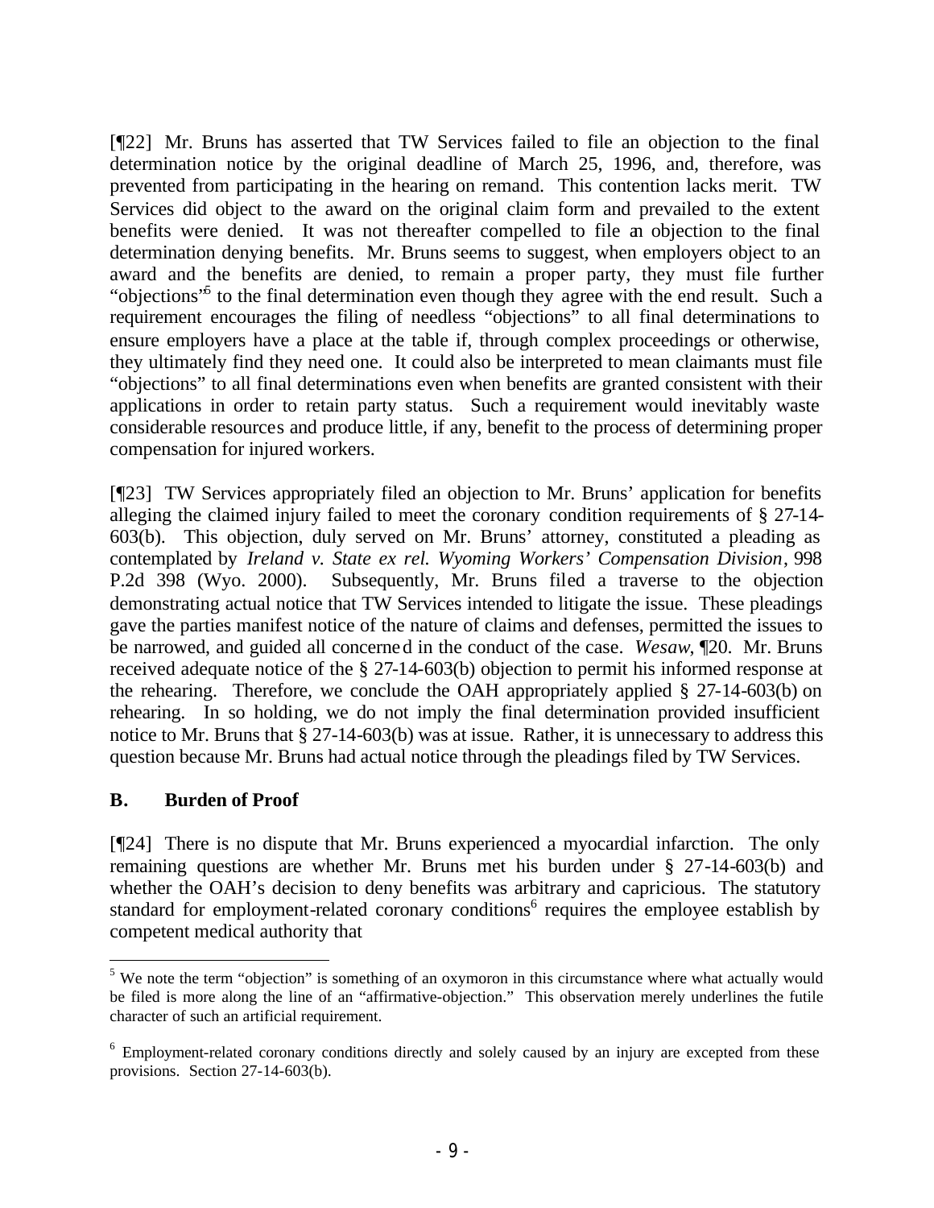[¶22] Mr. Bruns has asserted that TW Services failed to file an objection to the final determination notice by the original deadline of March 25, 1996, and, therefore, was prevented from participating in the hearing on remand. This contention lacks merit. TW Services did object to the award on the original claim form and prevailed to the extent benefits were denied. It was not thereafter compelled to file an objection to the final determination denying benefits. Mr. Bruns seems to suggest, when employers object to an award and the benefits are denied, to remain a proper party, they must file further "objections"[5] to the final determination even though they agree with the end result. Such a requirement encourages the filing of needless "objections" to all final determinations to ensure employers have a place at the table if, through complex proceedings or otherwise, they ultimately find they need one. It could also be interpreted to mean claimants must file "objections" to all final determinations even when benefits are granted consistent with their applications in order to retain party status. Such a requirement would inevitably waste considerable resources and produce little, if any, benefit to the process of determining proper compensation for injured workers.

[¶23] TW Services appropriately filed an objection to Mr. Bruns' application for benefits alleging the claimed injury failed to meet the coronary condition requirements of § 27-14-603(b). This objection, duly served on Mr. Bruns' attorney, constituted a pleading as contemplated by *Ireland v. State ex rel. Wyoming Workers' Compensation Division*, 998 P.2d 398 (Wyo. 2000). Subsequently, Mr. Bruns filed a traverse to the objection demonstrating actual notice that TW Services intended to litigate the issue. These pleadings gave the parties manifest notice of the nature of claims and defenses, permitted the issues to be narrowed, and guided all concerned in the conduct of the case. *Wesaw*, ¶20. Mr. Bruns received adequate notice of the § 27-14-603(b) objection to permit his informed response at the rehearing. Therefore, we conclude the OAH appropriately applied § 27-14-603(b) on rehearing. In so holding, we do not imply the final determination provided insufficient notice to Mr. Bruns that § 27-14-603(b) was at issue. Rather, it is unnecessary to address this question because Mr. Bruns had actual notice through the pleadings filed by TW Services.

### B. Burden of Proof

[¶24] There is no dispute that Mr. Bruns experienced a myocardial infarction. The only remaining questions are whether Mr. Bruns met his burden under § 27-14-603(b) and whether the OAH's decision to deny benefits was arbitrary and capricious. The statutory standard for employment-related coronary conditions[6] requires the employee establish by competent medical authority that

---

[5] We note the term "objection" is something of an oxymoron in this circumstance where what actually would be filed is more along the line of an "affirmative-objection." This observation merely underlines the futile character of such an artificial requirement.

[6] Employment-related coronary conditions directly and solely caused by an injury are excepted from these provisions. Section 27-14-603(b).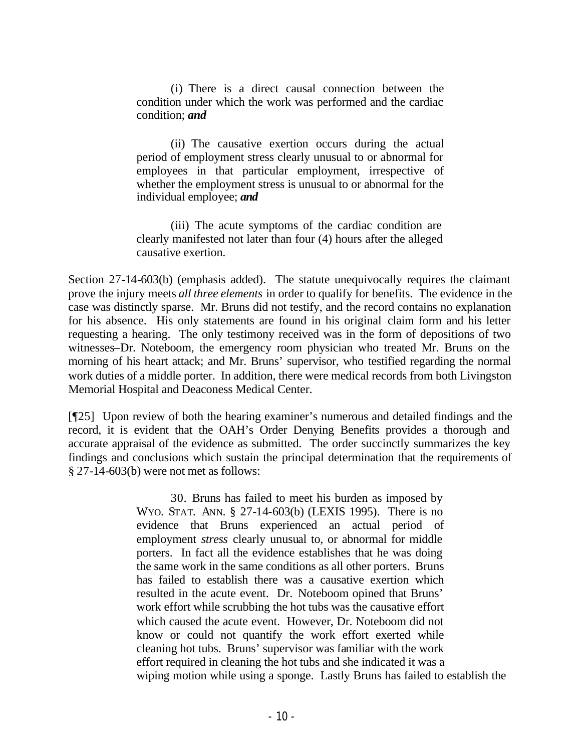(i) There is a direct causal connection between the condition under which the work was performed and the cardiac condition; ***and***

(ii) The causative exertion occurs during the actual period of employment stress clearly unusual to or abnormal for employees in that particular employment, irrespective of whether the employment stress is unusual to or abnormal for the individual employee; ***and***

(iii) The acute symptoms of the cardiac condition are clearly manifested not later than four (4) hours after the alleged causative exertion.

Section 27-14-603(b) (emphasis added). The statute unequivocally requires the claimant prove the injury meets *all three elements* in order to qualify for benefits. The evidence in the case was distinctly sparse. Mr. Bruns did not testify, and the record contains no explanation for his absence. His only statements are found in his original claim form and his letter requesting a hearing. The only testimony received was in the form of depositions of two witnesses–Dr. Noteboom, the emergency room physician who treated Mr. Bruns on the morning of his heart attack; and Mr. Bruns' supervisor, who testified regarding the normal work duties of a middle porter. In addition, there were medical records from both Livingston Memorial Hospital and Deaconess Medical Center.

[¶25] Upon review of both the hearing examiner's numerous and detailed findings and the record, it is evident that the OAH's Order Denying Benefits provides a thorough and accurate appraisal of the evidence as submitted. The order succinctly summarizes the key findings and conclusions which sustain the principal determination that the requirements of § 27-14-603(b) were not met as follows:

> 30. Bruns has failed to meet his burden as imposed by WYO. STAT. ANN. § 27-14-603(b) (LEXIS 1995). There is no evidence that Bruns experienced an actual period of employment *stress* clearly unusual to, or abnormal for middle porters. In fact all the evidence establishes that he was doing the same work in the same conditions as all other porters. Bruns has failed to establish there was a causative exertion which resulted in the acute event. Dr. Noteboom opined that Bruns' work effort while scrubbing the hot tubs was the causative effort which caused the acute event. However, Dr. Noteboom did not know or could not quantify the work effort exerted while cleaning hot tubs. Bruns' supervisor was familiar with the work effort required in cleaning the hot tubs and she indicated it was a wiping motion while using a sponge. Lastly Bruns has failed to establish the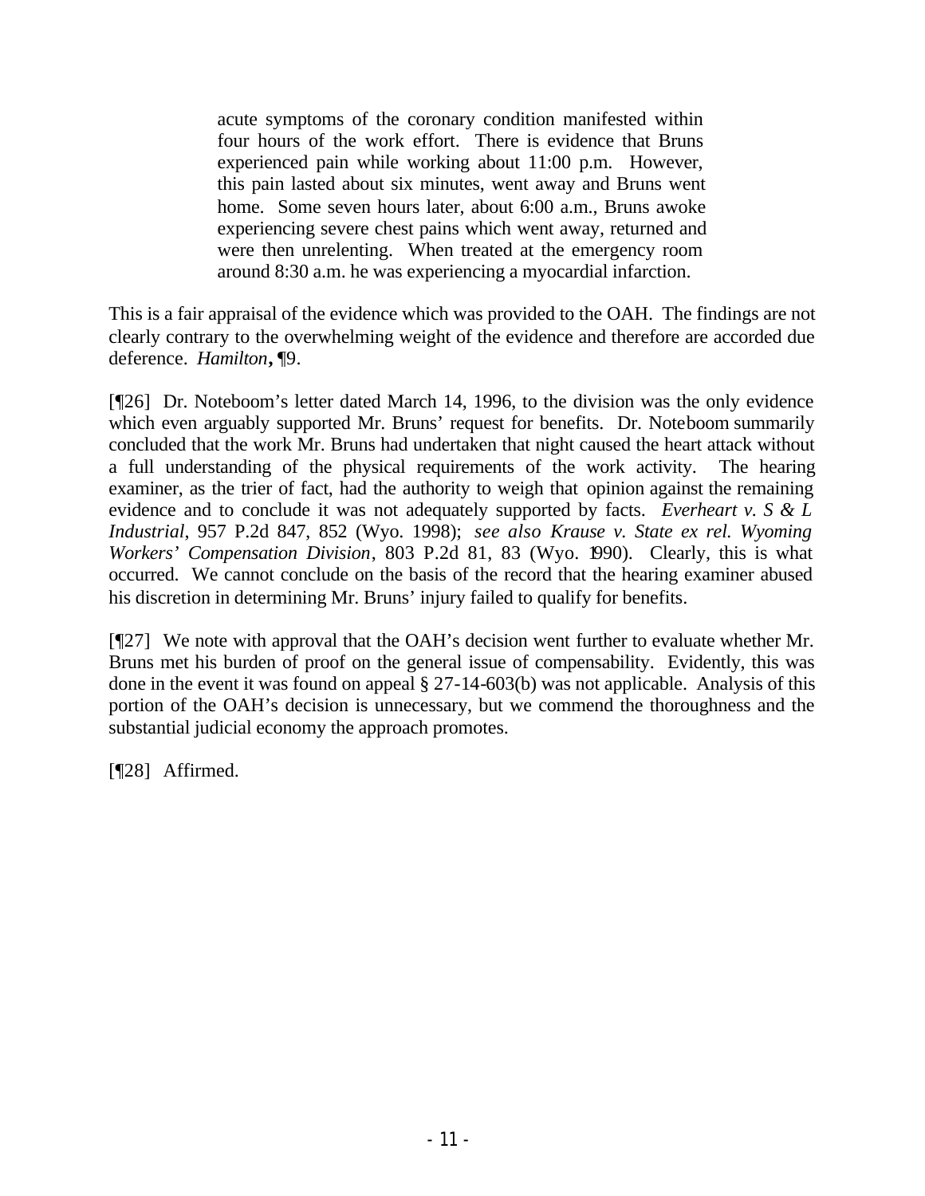> acute symptoms of the coronary condition manifested within four hours of the work effort. There is evidence that Bruns experienced pain while working about 11:00 p.m. However, this pain lasted about six minutes, went away and Bruns went home. Some seven hours later, about 6:00 a.m., Bruns awoke experiencing severe chest pains which went away, returned and were then unrelenting. When treated at the emergency room around 8:30 a.m. he was experiencing a myocardial infarction.

This is a fair appraisal of the evidence which was provided to the OAH. The findings are not clearly contrary to the overwhelming weight of the evidence and therefore are accorded due deference. *Hamilton*, ¶9.

[¶26] Dr. Noteboom's letter dated March 14, 1996, to the division was the only evidence which even arguably supported Mr. Bruns' request for benefits. Dr. Noteboom summarily concluded that the work Mr. Bruns had undertaken that night caused the heart attack without a full understanding of the physical requirements of the work activity. The hearing examiner, as the trier of fact, had the authority to weigh that opinion against the remaining evidence and to conclude it was not adequately supported by facts. *Everheart v. S & L Industrial*, 957 P.2d 847, 852 (Wyo. 1998); *see also Krause v. State ex rel. Wyoming Workers' Compensation Division*, 803 P.2d 81, 83 (Wyo. 1990). Clearly, this is what occurred. We cannot conclude on the basis of the record that the hearing examiner abused his discretion in determining Mr. Bruns' injury failed to qualify for benefits.

[¶27] We note with approval that the OAH's decision went further to evaluate whether Mr. Bruns met his burden of proof on the general issue of compensability. Evidently, this was done in the event it was found on appeal § 27-14-603(b) was not applicable. Analysis of this portion of the OAH's decision is unnecessary, but we commend the thoroughness and the substantial judicial economy the approach promotes.

[¶28] Affirmed.